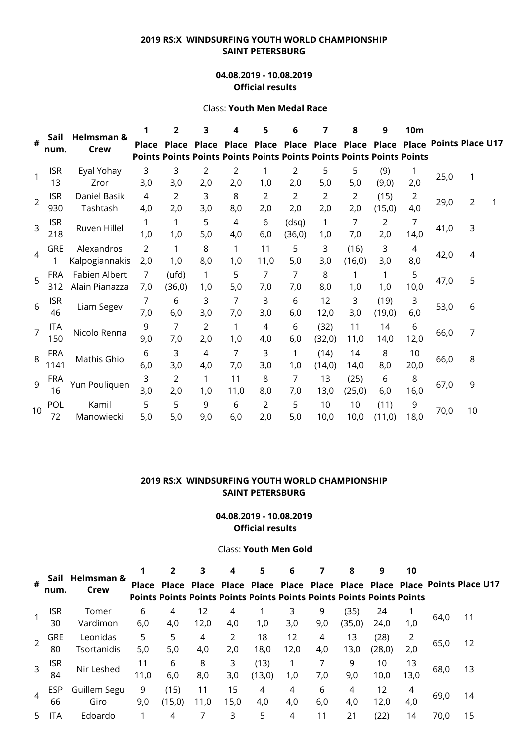**2019 RS:X WINDSURFING YOUTH WORLD CHAMPIONSHIP**
**SAINT PETERSBURG**

**04.08.2019 - 10.08.2019**
**Official results**

Class: **Youth Men Medal Race**

| # | Sail num. | Helmsman & Crew | 1 Place Points | 2 Place Points | 3 Place Points | 4 Place Points | 5 Place Points | 6 Place Points | 7 Place Points | 8 Place Points | 9 Place Points | 10m Place Points | Points | Place | U17 |
|---|---|---|---|---|---|---|---|---|---|---|---|---|---|---|---|
| 1 | ISR 13 | Eyal Yohay Zror | 3 3,0 | 3 3,0 | 2 2,0 | 2 2,0 | 1 1,0 | 2 2,0 | 5 5,0 | 5 5,0 | (9) (9,0) | 1 2,0 | 25,0 | 1 | |
| 2 | ISR 930 | Daniel Basik Tashtash | 4 4,0 | 2 2,0 | 3 3,0 | 8 8,0 | 2 2,0 | 2 2,0 | 2 2,0 | 2 2,0 | (15) (15,0) | 2 4,0 | 29,0 | 2 | 1 |
| 3 | ISR 218 | Ruven Hillel | 1 1,0 | 1 1,0 | 5 5,0 | 4 4,0 | 6 6,0 | (dsq) (36,0) | 1 1,0 | 7 7,0 | 2 2,0 | 7 14,0 | 41,0 | 3 | |
| 4 | GRE 1 | Alexandros Kalpogiannakis | 2 2,0 | 1 1,0 | 8 8,0 | 1 1,0 | 11 11,0 | 5 5,0 | 3 3,0 | (16) (16,0) | 3 3,0 | 4 8,0 | 42,0 | 4 | |
| 5 | FRA 312 | Fabien Albert Alain Pianazza | 7 7,0 | (ufd) (36,0) | 1 1,0 | 5 5,0 | 7 7,0 | 7 7,0 | 8 8,0 | 1 1,0 | 1 1,0 | 5 10,0 | 47,0 | 5 | |
| 6 | ISR 46 | Liam Segev | 7 7,0 | 6 6,0 | 3 3,0 | 7 7,0 | 3 3,0 | 6 6,0 | 12 12,0 | 3 3,0 | (19) (19,0) | 3 6,0 | 53,0 | 6 | |
| 7 | ITA 150 | Nicolo Renna | 9 9,0 | 7 7,0 | 2 2,0 | 1 1,0 | 4 4,0 | 6 6,0 | (32) (32,0) | 11 11,0 | 14 14,0 | 6 12,0 | 66,0 | 7 | |
| 8 | FRA 1141 | Mathis Ghio | 6 6,0 | 3 3,0 | 4 4,0 | 7 7,0 | 3 3,0 | 1 1,0 | (14) (14,0) | 14 14,0 | 8 8,0 | 10 20,0 | 66,0 | 8 | |
| 9 | FRA 16 | Yun Pouliquen | 3 3,0 | 2 2,0 | 1 1,0 | 11 11,0 | 8 8,0 | 7 7,0 | 13 13,0 | (25) (25,0) | 6 6,0 | 8 16,0 | 67,0 | 9 | |
| 10 | POL 72 | Kamil Manowiecki | 5 5,0 | 5 5,0 | 9 9,0 | 6 6,0 | 2 2,0 | 5 5,0 | 10 10,0 | 10 10,0 | (11) (11,0) | 9 18,0 | 70,0 | 10 | |

**2019 RS:X WINDSURFING YOUTH WORLD CHAMPIONSHIP**
**SAINT PETERSBURG**

**04.08.2019 - 10.08.2019**
**Official results**

Class: **Youth Men Gold**

| # | Sail num. | Helmsman & Crew | 1 Place Points | 2 Place Points | 3 Place Points | 4 Place Points | 5 Place Points | 6 Place Points | 7 Place Points | 8 Place Points | 9 Place Points | 10 Place Points | Points | Place | U17 |
|---|---|---|---|---|---|---|---|---|---|---|---|---|---|---|---|
| 1 | ISR 30 | Tomer Vardimon | 6 6,0 | 4 4,0 | 12 12,0 | 4 4,0 | 1 1,0 | 3 3,0 | 9 9,0 | (35) (35,0) | 24 24,0 | 1 1,0 | 64,0 | 11 | |
| 2 | GRE 80 | Leonidas Tsortanidis | 5 5,0 | 5 5,0 | 4 4,0 | 2 2,0 | 18 18,0 | 12 12,0 | 4 4,0 | 13 13,0 | (28) (28,0) | 2 2,0 | 65,0 | 12 | |
| 3 | ISR 84 | Nir Leshed | 11 11,0 | 6 6,0 | 8 8,0 | 3 3,0 | (13) (13,0) | 1 1,0 | 7 7,0 | 9 9,0 | 10 10,0 | 13 13,0 | 68,0 | 13 | |
| 4 | ESP 66 | Guillem Segu Giro | 9 9,0 | (15) (15,0) | 11 11,0 | 15 15,0 | 4 4,0 | 4 4,0 | 6 6,0 | 4 4,0 | 12 12,0 | 4 4,0 | 69,0 | 14 | |
| 5 | ITA | Edoardo | 1 | 4 | 7 | 3 | 5 | 4 | 11 | 21 | (22) | 14 | 70,0 | 15 | |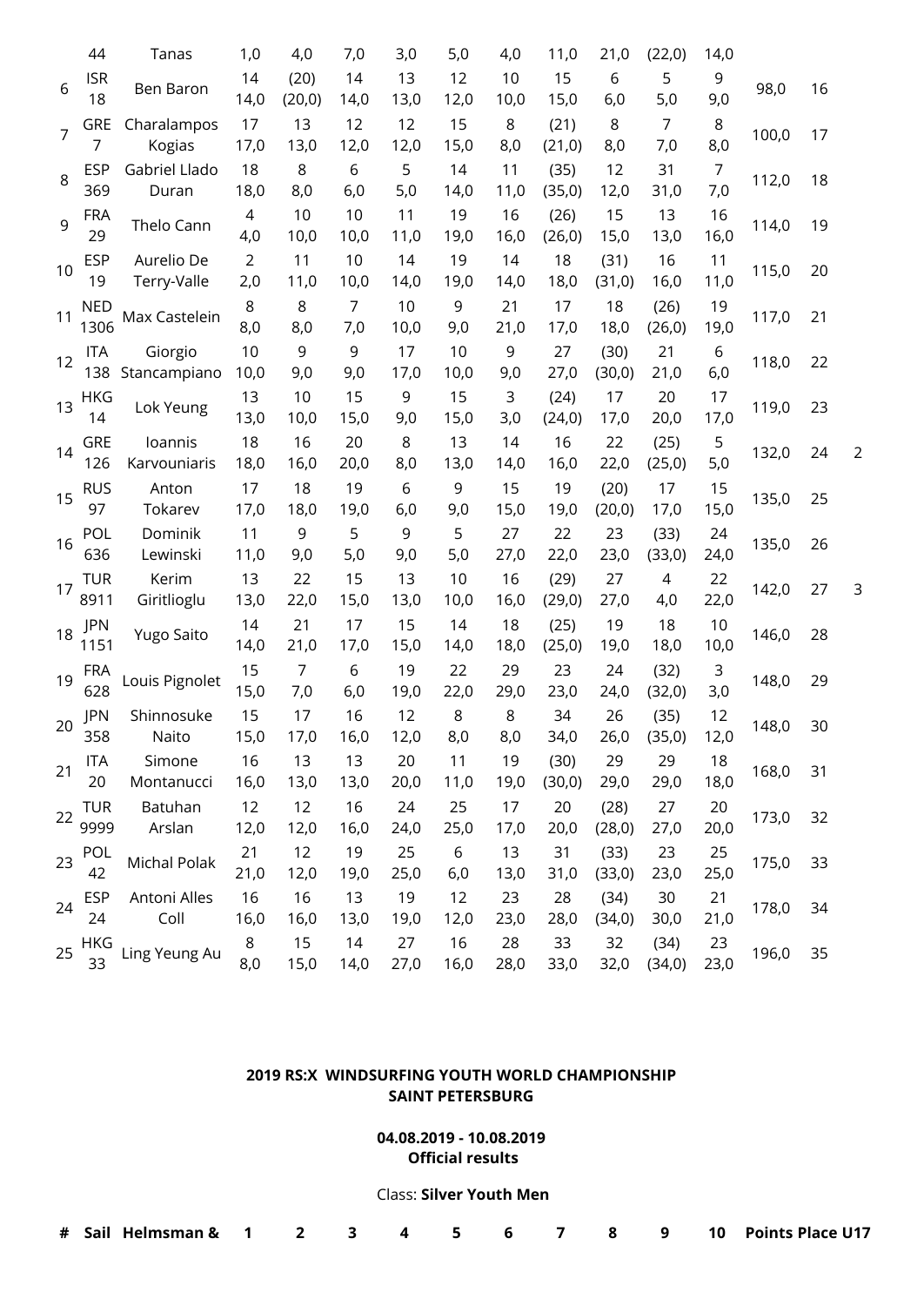| # | Sail | Helmsman & | 1 | 2 | 3 | 4 | 5 | 6 | 7 | 8 | 9 | 10 | Points | Place | U17 |
|---|---|---|---|---|---|---|---|---|---|---|---|---|---|---|---|
| | 44 | Tanas | 1,0 | 4,0 | 7,0 | 3,0 | 5,0 | 4,0 | 11,0 | 21,0 | (22,0) | 14,0 | | | |
| 6 | ISR 18 | Ben Baron | 14 14,0 | (20) (20,0) | 14 14,0 | 13 13,0 | 12 12,0 | 10 10,0 | 15 15,0 | 6 6,0 | 5 5,0 | 9 9,0 | 98,0 | 16 | |
| 7 | GRE 7 | Charalampos Kogias | 17 17,0 | 13 13,0 | 12 12,0 | 12 12,0 | 15 15,0 | 8 8,0 | (21) (21,0) | 8 8,0 | 7 7,0 | 8 8,0 | 100,0 | 17 | |
| 8 | ESP 369 | Gabriel Llado Duran | 18 18,0 | 8 8,0 | 6 6,0 | 5 5,0 | 14 14,0 | 11 11,0 | (35) (35,0) | 12 12,0 | 31 31,0 | 7 7,0 | 112,0 | 18 | |
| 9 | FRA 29 | Thelo Cann | 4 4,0 | 10 10,0 | 10 10,0 | 11 11,0 | 19 19,0 | 16 16,0 | (26) (26,0) | 15 15,0 | 13 13,0 | 16 16,0 | 114,0 | 19 | |
| 10 | ESP 19 | Aurelio De Terry-Valle | 2 2,0 | 11 11,0 | 10 10,0 | 14 14,0 | 19 19,0 | 14 14,0 | 18 18,0 | (31) (31,0) | 16 16,0 | 11 11,0 | 115,0 | 20 | |
| 11 | NED 1306 | Max Castelein | 8 8,0 | 8 8,0 | 7 7,0 | 10 10,0 | 9 9,0 | 21 21,0 | 17 17,0 | 18 18,0 | (26) (26,0) | 19 19,0 | 117,0 | 21 | |
| 12 | ITA 138 | Giorgio Stancampiano | 10 10,0 | 9 9,0 | 9 9,0 | 17 17,0 | 10 10,0 | 9 9,0 | 27 27,0 | (30) (30,0) | 21 21,0 | 6 6,0 | 118,0 | 22 | |
| 13 | HKG 14 | Lok Yeung | 13 13,0 | 10 10,0 | 15 15,0 | 9 9,0 | 15 15,0 | 3 3,0 | (24) (24,0) | 17 17,0 | 20 20,0 | 17 17,0 | 119,0 | 23 | |
| 14 | GRE 126 | Ioannis Karvouniaris | 18 18,0 | 16 16,0 | 20 20,0 | 8 8,0 | 13 13,0 | 14 14,0 | 16 16,0 | 22 22,0 | (25) (25,0) | 5 5,0 | 132,0 | 24 | 2 |
| 15 | RUS 97 | Anton Tokarev | 17 17,0 | 18 18,0 | 19 19,0 | 6 6,0 | 9 9,0 | 15 15,0 | 19 19,0 | (20) (20,0) | 17 17,0 | 15 15,0 | 135,0 | 25 | |
| 16 | POL 636 | Dominik Lewinski | 11 11,0 | 9 9,0 | 5 5,0 | 9 9,0 | 5 5,0 | 27 27,0 | 22 22,0 | 23 23,0 | (33) (33,0) | 24 24,0 | 135,0 | 26 | |
| 17 | TUR 8911 | Kerim Giritlioglu | 13 13,0 | 22 22,0 | 15 15,0 | 13 13,0 | 10 10,0 | 16 16,0 | (29) (29,0) | 27 27,0 | 4 4,0 | 22 22,0 | 142,0 | 27 | 3 |
| 18 | JPN 1151 | Yugo Saito | 14 14,0 | 21 21,0 | 17 17,0 | 15 15,0 | 14 14,0 | 18 18,0 | (25) (25,0) | 19 19,0 | 18 18,0 | 10 10,0 | 146,0 | 28 | |
| 19 | FRA 628 | Louis Pignolet | 15 15,0 | 7 7,0 | 6 6,0 | 19 19,0 | 22 22,0 | 29 29,0 | 23 23,0 | 24 24,0 | (32) (32,0) | 3 3,0 | 148,0 | 29 | |
| 20 | JPN 358 | Shinnosuke Naito | 15 15,0 | 17 17,0 | 16 16,0 | 12 12,0 | 8 8,0 | 8 8,0 | 34 34,0 | 26 26,0 | (35) (35,0) | 12 12,0 | 148,0 | 30 | |
| 21 | ITA 20 | Simone Montanucci | 16 16,0 | 13 13,0 | 13 13,0 | 20 20,0 | 11 11,0 | 19 19,0 | (30) (30,0) | 29 29,0 | 29 29,0 | 18 18,0 | 168,0 | 31 | |
| 22 | TUR 9999 | Batuhan Arslan | 12 12,0 | 12 12,0 | 16 16,0 | 24 24,0 | 25 25,0 | 17 17,0 | 20 20,0 | (28) (28,0) | 27 27,0 | 20 20,0 | 173,0 | 32 | |
| 23 | POL 42 | Michal Polak | 21 21,0 | 12 12,0 | 19 19,0 | 25 25,0 | 6 6,0 | 13 13,0 | 31 31,0 | (33) (33,0) | 23 23,0 | 25 25,0 | 175,0 | 33 | |
| 24 | ESP 24 | Antoni Alles Coll | 16 16,0 | 16 16,0 | 13 13,0 | 19 19,0 | 12 12,0 | 23 23,0 | 28 28,0 | (34) (34,0) | 30 30,0 | 21 21,0 | 178,0 | 34 | |
| 25 | HKG 33 | Ling Yeung Au | 8 8,0 | 15 15,0 | 14 14,0 | 27 27,0 | 16 16,0 | 28 28,0 | 33 33,0 | 32 32,0 | (34) (34,0) | 23 23,0 | 196,0 | 35 | |

**2019 RS:X WINDSURFING YOUTH WORLD CHAMPIONSHIP**
**SAINT PETERSBURG**

**04.08.2019 - 10.08.2019**
**Official results**

Class: **Silver Youth Men**

| # | Sail | Helmsman & | 1 | 2 | 3 | 4 | 5 | 6 | 7 | 8 | 9 | 10 | Points | Place | U17 |
|---|---|---|---|---|---|---|---|---|---|---|---|---|---|---|---|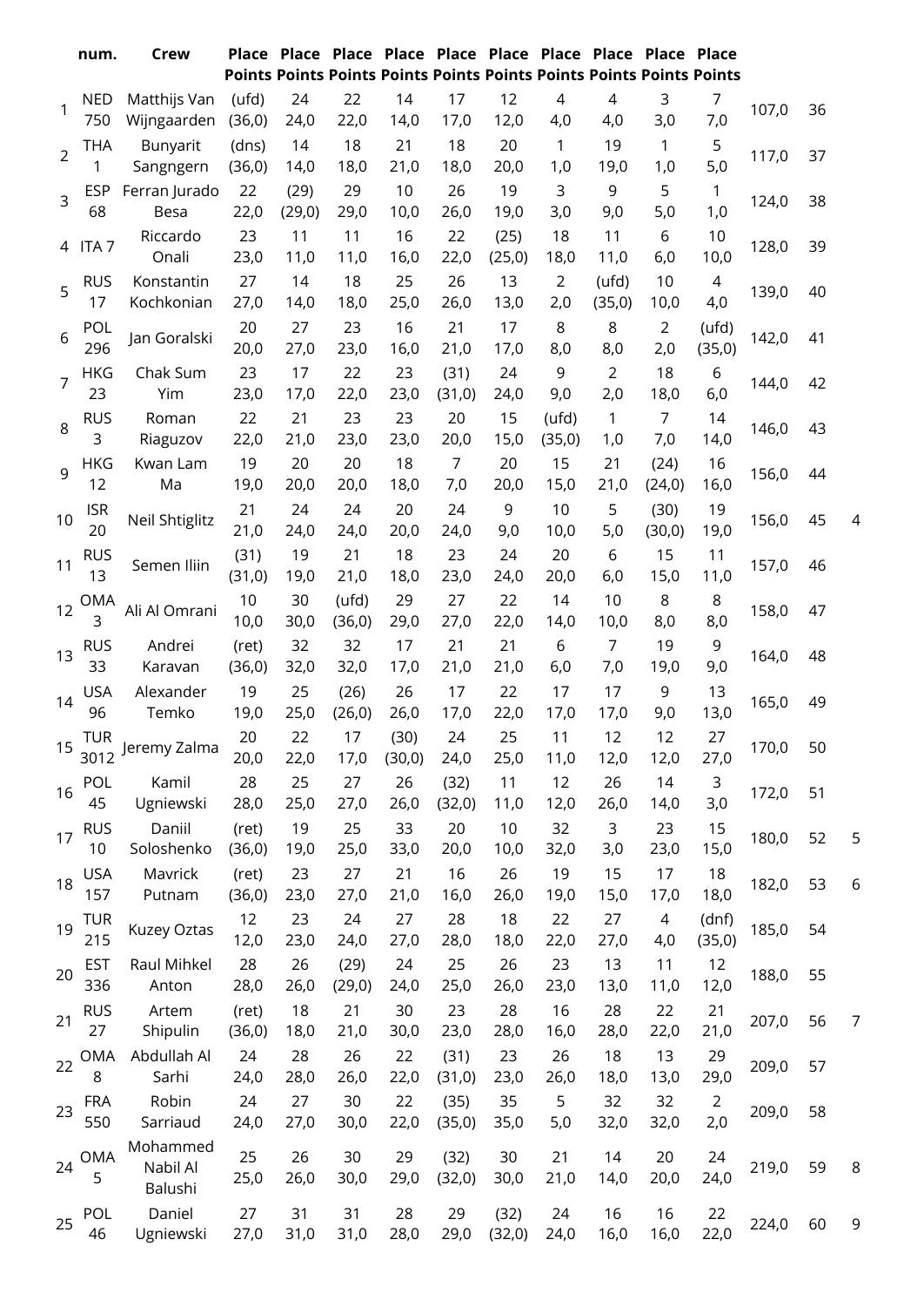| | num. | Crew | Place Points | Place Points | Place Points | Place Points | Place Points | Place Points | Place Points | Place Points | Place Points | Place Points | | | |
|---|---|---|---|---|---|---|---|---|---|---|---|---|---|---|---|
| 1 | NED 750 | Matthijs Van Wijngaarden | (ufd) (36,0) | 24 24,0 | 22 22,0 | 14 14,0 | 17 17,0 | 12 12,0 | 4 4,0 | 4 4,0 | 3 3,0 | 7 7,0 | 107,0 | 36 | |
| 2 | THA 1 | Bunyarit Sangngern | (dns) (36,0) | 14 14,0 | 18 18,0 | 21 21,0 | 18 18,0 | 20 20,0 | 1 1,0 | 19 19,0 | 1 1,0 | 5 5,0 | 117,0 | 37 | |
| 3 | ESP 68 | Ferran Jurado Besa | 22 22,0 | (29) (29,0) | 29 29,0 | 10 10,0 | 26 26,0 | 19 19,0 | 3 3,0 | 9 9,0 | 5 5,0 | 1 1,0 | 124,0 | 38 | |
| 4 | ITA 7 | Riccardo Onali | 23 23,0 | 11 11,0 | 11 11,0 | 16 16,0 | 22 22,0 | (25) (25,0) | 18 18,0 | 11 11,0 | 6 6,0 | 10 10,0 | 128,0 | 39 | |
| 5 | RUS 17 | Konstantin Kochkonian | 27 27,0 | 14 14,0 | 18 18,0 | 25 25,0 | 26 26,0 | 13 13,0 | 2 2,0 | (ufd) (35,0) | 10 10,0 | 4 4,0 | 139,0 | 40 | |
| 6 | POL 296 | Jan Goralski | 20 20,0 | 27 27,0 | 23 23,0 | 16 16,0 | 21 21,0 | 17 17,0 | 8 8,0 | 8 8,0 | 2 2,0 | (ufd) (35,0) | 142,0 | 41 | |
| 7 | HKG 23 | Chak Sum Yim | 23 23,0 | 17 17,0 | 22 22,0 | 23 23,0 | (31) (31,0) | 24 24,0 | 9 9,0 | 2 2,0 | 18 18,0 | 6 6,0 | 144,0 | 42 | |
| 8 | RUS 3 | Roman Riaguzov | 22 22,0 | 21 21,0 | 23 23,0 | 23 23,0 | 20 20,0 | 15 15,0 | (ufd) (35,0) | 1 1,0 | 7 7,0 | 14 14,0 | 146,0 | 43 | |
| 9 | HKG 12 | Kwan Lam Ma | 19 19,0 | 20 20,0 | 20 20,0 | 18 18,0 | 7 7,0 | 20 20,0 | 15 15,0 | 21 21,0 | (24) (24,0) | 16 16,0 | 156,0 | 44 | |
| 10 | ISR 20 | Neil Shtiglitz | 21 21,0 | 24 24,0 | 24 24,0 | 20 20,0 | 24 24,0 | 9 9,0 | 10 10,0 | 5 5,0 | (30) (30,0) | 19 19,0 | 156,0 | 45 | 4 |
| 11 | RUS 13 | Semen Iliin | (31) (31,0) | 19 19,0 | 21 21,0 | 18 18,0 | 23 23,0 | 24 24,0 | 20 20,0 | 6 6,0 | 15 15,0 | 11 11,0 | 157,0 | 46 | |
| 12 | OMA 3 | Ali Al Omrani | 10 10,0 | 30 30,0 | (ufd) (36,0) | 29 29,0 | 27 27,0 | 22 22,0 | 14 14,0 | 10 10,0 | 8 8,0 | 8 8,0 | 158,0 | 47 | |
| 13 | RUS 33 | Andrei Karavan | (ret) (36,0) | 32 32,0 | 32 32,0 | 17 17,0 | 21 21,0 | 21 21,0 | 6 6,0 | 7 7,0 | 19 19,0 | 9 9,0 | 164,0 | 48 | |
| 14 | USA 96 | Alexander Temko | 19 19,0 | 25 25,0 | (26) (26,0) | 26 26,0 | 17 17,0 | 22 22,0 | 17 17,0 | 17 17,0 | 9 9,0 | 13 13,0 | 165,0 | 49 | |
| 15 | TUR 3012 | Jeremy Zalma | 20 20,0 | 22 22,0 | 17 17,0 | (30) (30,0) | 24 24,0 | 25 25,0 | 11 11,0 | 12 12,0 | 12 12,0 | 27 27,0 | 170,0 | 50 | |
| 16 | POL 45 | Kamil Ugniewski | 28 28,0 | 25 25,0 | 27 27,0 | 26 26,0 | (32) (32,0) | 11 11,0 | 12 12,0 | 26 26,0 | 14 14,0 | 3 3,0 | 172,0 | 51 | |
| 17 | RUS 10 | Daniil Soloshenko | (ret) (36,0) | 19 19,0 | 25 25,0 | 33 33,0 | 20 20,0 | 10 10,0 | 32 32,0 | 3 3,0 | 23 23,0 | 15 15,0 | 180,0 | 52 | 5 |
| 18 | USA 157 | Mavrick Putnam | (ret) (36,0) | 23 23,0 | 27 27,0 | 21 21,0 | 16 16,0 | 26 26,0 | 19 19,0 | 15 15,0 | 17 17,0 | 18 18,0 | 182,0 | 53 | 6 |
| 19 | TUR 215 | Kuzey Oztas | 12 12,0 | 23 23,0 | 24 24,0 | 27 27,0 | 28 28,0 | 18 18,0 | 22 22,0 | 27 27,0 | 4 4,0 | (dnf) (35,0) | 185,0 | 54 | |
| 20 | EST 336 | Raul Mihkel Anton | 28 28,0 | 26 26,0 | (29) (29,0) | 24 24,0 | 25 25,0 | 26 26,0 | 23 23,0 | 13 13,0 | 11 11,0 | 12 12,0 | 188,0 | 55 | |
| 21 | RUS 27 | Artem Shipulin | (ret) (36,0) | 18 18,0 | 21 21,0 | 30 30,0 | 23 23,0 | 28 28,0 | 16 16,0 | 28 28,0 | 22 22,0 | 21 21,0 | 207,0 | 56 | 7 |
| 22 | OMA 8 | Abdullah Al Sarhi | 24 24,0 | 28 28,0 | 26 26,0 | 22 22,0 | (31) (31,0) | 23 23,0 | 26 26,0 | 18 18,0 | 13 13,0 | 29 29,0 | 209,0 | 57 | |
| 23 | FRA 550 | Robin Sarriaud | 24 24,0 | 27 27,0 | 30 30,0 | 22 22,0 | (35) (35,0) | 35 35,0 | 5 5,0 | 32 32,0 | 32 32,0 | 2 2,0 | 209,0 | 58 | |
| 24 | OMA 5 | Mohammed Nabil Al Balushi | 25 25,0 | 26 26,0 | 30 30,0 | 29 29,0 | (32) (32,0) | 30 30,0 | 21 21,0 | 14 14,0 | 20 20,0 | 24 24,0 | 219,0 | 59 | 8 |
| 25 | POL 46 | Daniel Ugniewski | 27 27,0 | 31 31,0 | 31 31,0 | 28 28,0 | 29 29,0 | (32) (32,0) | 24 24,0 | 16 16,0 | 16 16,0 | 22 22,0 | 224,0 | 60 | 9 |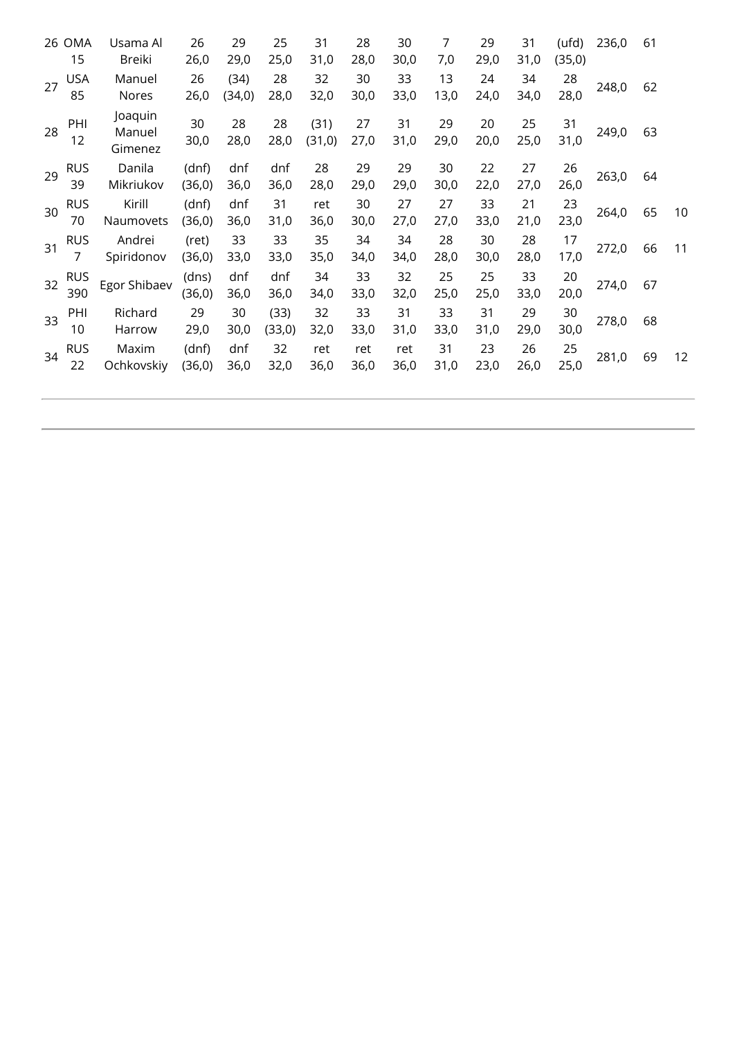| | | | | | | | | | | | | | | | | |
|---|---|---|---|---|---|---|---|---|---|---|---|---|---|---|---|---|
| 26 | OMA 15 | Usama Al Breiki | 26 26,0 | 29 29,0 | 25 25,0 | 31 31,0 | 28 28,0 | 30 30,0 | 7 7,0 | 29 29,0 | 31 31,0 | (ufd) (35,0) | 236,0 | 61 | |
| 27 | USA 85 | Manuel Nores | 26 26,0 | (34) (34,0) | 28 28,0 | 32 32,0 | 30 30,0 | 33 33,0 | 13 13,0 | 24 24,0 | 34 34,0 | 28 28,0 | 248,0 | 62 | |
| 28 | PHI 12 | Joaquin Manuel Gimenez | 30 30,0 | 28 28,0 | 28 28,0 | (31) (31,0) | 27 27,0 | 31 31,0 | 29 29,0 | 20 20,0 | 25 25,0 | 31 31,0 | 249,0 | 63 | |
| 29 | RUS 39 | Danila Mikriukov | (dnf) (36,0) | dnf 36,0 | dnf 36,0 | 28 28,0 | 29 29,0 | 29 29,0 | 30 30,0 | 22 22,0 | 27 27,0 | 26 26,0 | 263,0 | 64 | |
| 30 | RUS 70 | Kirill Naumovets | (dnf) (36,0) | dnf 36,0 | 31 31,0 | ret 36,0 | 30 30,0 | 27 27,0 | 27 27,0 | 33 33,0 | 21 21,0 | 23 23,0 | 264,0 | 65 | 10 |
| 31 | RUS 7 | Andrei Spiridonov | (ret) (36,0) | 33 33,0 | 33 33,0 | 35 35,0 | 34 34,0 | 34 34,0 | 28 28,0 | 30 30,0 | 28 28,0 | 17 17,0 | 272,0 | 66 | 11 |
| 32 | RUS 390 | Egor Shibaev | (dns) (36,0) | dnf 36,0 | dnf 36,0 | 34 34,0 | 33 33,0 | 32 32,0 | 25 25,0 | 25 25,0 | 33 33,0 | 20 20,0 | 274,0 | 67 | |
| 33 | PHI 10 | Richard Harrow | 29 29,0 | 30 30,0 | (33) (33,0) | 32 32,0 | 33 33,0 | 31 31,0 | 33 33,0 | 31 31,0 | 29 29,0 | 30 30,0 | 278,0 | 68 | |
| 34 | RUS 22 | Maxim Ochkovskiy | (dnf) (36,0) | dnf 36,0 | 32 32,0 | ret 36,0 | ret 36,0 | ret 36,0 | 31 31,0 | 23 23,0 | 26 26,0 | 25 25,0 | 281,0 | 69 | 12 |